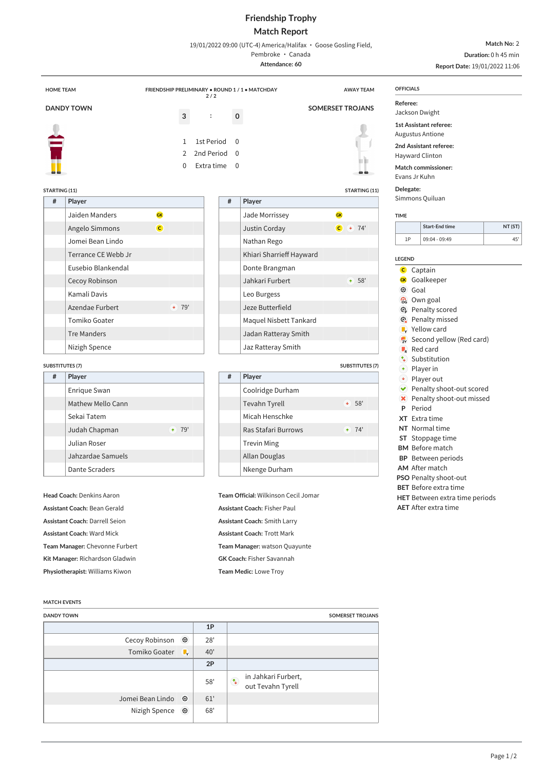# Friendship Trophy

## Match Report

19/01/2022 09:00 (UTC-4) America/Halifax • Goose Gosling Field, Pembroke • Canada

Attendance: 60

Match No: 2
Duration: 0 h 45 min
Report Date: 19/01/2022 11:06

FRIENDSHIP PRELIMINARY • ROUND 1 / 1 • MATCHDAY 2 / 2

| HOME TEAM | | | AWAY TEAM |
|---|---|---|---|
| DANDY TOWN | 3 : 0 | | SOMERSET TROJANS |
| | 1 | 1st Period | 0 |
| | 2 | 2nd Period | 0 |
| | 0 | Extra time | 0 |

### DANDY TOWN

STARTING (11)

| # | Player | | |
|---|---|---|---|
| | Jaiden Manders | GK | |
| | Angelo Simmons | C | |
| | Jomei Bean Lindo | | |
| | Terrance CE Webb Jr | | |
| | Eusebio Blankendal | | |
| | Cecoy Robinson | | |
| | Kamali Davis | | |
| | Azendae Furbert | Player out | 79' |
| | Tomiko Goater | | |
| | Tre Manders | | |
| | Nizigh Spence | | |

SUBSTITUTES (7)

| # | Player | | |
|---|---|---|---|
| | Enrique Swan | | |
| | Mathew Mello Cann | | |
| | Sekai Tatem | | |
| | Judah Chapman | Player in | 79' |
| | Julian Roser | | |
| | Jahzardae Samuels | | |
| | Dante Scraders | | |

**Head Coach:** Denkins Aaron
**Assistant Coach:** Bean Gerald
**Assistant Coach:** Darrell Seion
**Assistant Coach:** Ward Mick
**Team Manager:** Chevonne Furbert
**Kit Manager:** Richardson Gladwin
**Physiotherapist:** Williams Kiwon

### SOMERSET TROJANS

STARTING (11)

| # | Player | | |
|---|---|---|---|
| | Jade Morrissey | GK | |
| | Justin Corday | C, Player out | 74' |
| | Nathan Rego | | |
| | Khiari Sharrieff Hayward | | |
| | Donte Brangman | | |
| | Jahkari Furbert | Player in | 58' |
| | Leo Burgess | | |
| | Jeze Butterfield | | |
| | Maquel Nisbett Tankard | | |
| | Jadan Ratteray Smith | | |
| | Jaz Ratteray Smith | | |

SUBSTITUTES (7)

| # | Player | | |
|---|---|---|---|
| | Coolridge Durham | | |
| | Tevahn Tyrell | Player out | 58' |
| | Micah Henschke | | |
| | Ras Stafari Burrows | Player in | 74' |
| | Trevin Ming | | |
| | Allan Douglas | | |
| | Nkenge Durham | | |

**Team Official:** Wilkinson Cecil Jomar
**Assistant Coach:** Fisher Paul
**Assistant Coach:** Smith Larry
**Assistant Coach:** Trott Mark
**Team Manager:** watson Quayunte
**GK Coach:** Fisher Savannah
**Team Medic:** Lowe Troy

### OFFICIALS

**Referee:** Jackson Dwight
**1st Assistant referee:** Augustus Antione
**2nd Assistant referee:** Hayward Clinton
**Match commissioner:** Evans Jr Kuhn
**Delegate:** Simmons Quiluan

### TIME

| | Start-End time | NT (ST) |
|---|---|---|
| 1P | 09:04 - 09:49 | 45' |

### LEGEND

- C Captain
- GK Goalkeeper
- Goal
- Own goal
- Penalty scored
- Penalty missed
- Yellow card
- Second yellow (Red card)
- Red card
- Substitution
- Player in
- Player out
- Penalty shoot-out scored
- Penalty shoot-out missed
- **P** Period
- **XT** Extra time
- **NT** Normal time
- **ST** Stoppage time
- **BM** Before match
- **BP** Between periods
- **AM** After match
- **PSO** Penalty shoot-out
- **BET** Before extra time
- **HET** Between extra time periods
- **AET** After extra time

### MATCH EVENTS

| DANDY TOWN | | SOMERSET TROJANS |
|---|---|---|
| | **1P** | |
| Cecoy Robinson (Goal) | 28' | |
| Tomiko Goater (Yellow card) | 40' | |
| | **2P** | |
| | 58' | (Substitution) in Jahkari Furbert, out Tevahn Tyrell |
| Jomei Bean Lindo (Goal) | 61' | |
| Nizigh Spence (Goal) | 68' | |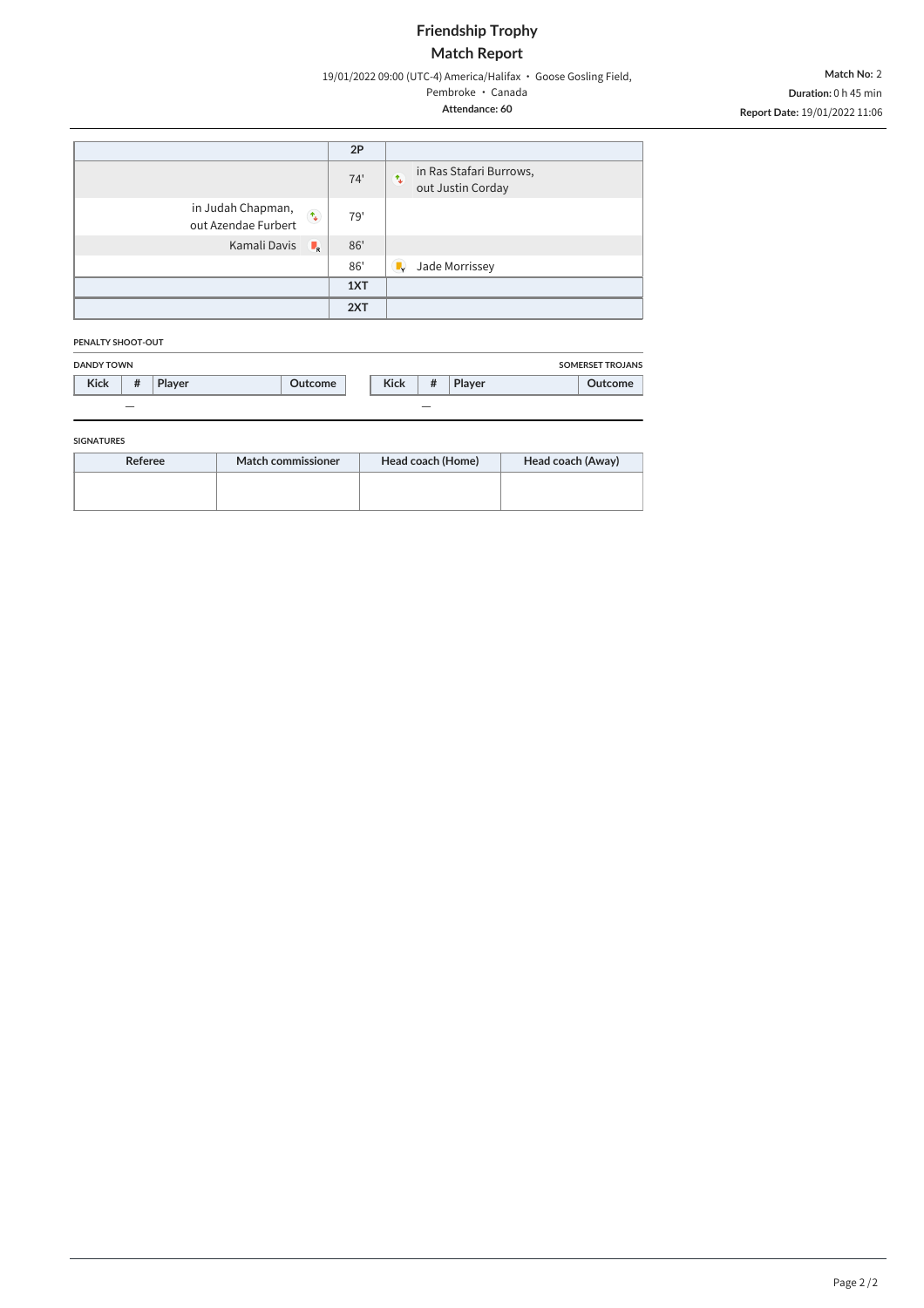# Friendship Trophy

## Match Report

19/01/2022 09:00 (UTC-4) America/Halifax • Goose Gosling Field, Pembroke • Canada

**Attendance: 60**

**Match No:** 2
**Duration:** 0 h 45 min
**Report Date:** 19/01/2022 11:06

| | | |
|---|---|---|
| | **2P** | |
| | 74' | in Ras Stafari Burrows, out Justin Corday |
| in Judah Chapman, out Azendae Furbert | 79' | |
| Kamali Davis | 86' | |
| | 86' | Jade Morrissey |
| | **1XT** | |
| | **2XT** | |

**PENALTY SHOOT-OUT**

**DANDY TOWN**

| Kick | # | Player | Outcome |
|---|---|---|---|
| | — | | |

**SOMERSET TROJANS**

| Kick | # | Player | Outcome |
|---|---|---|---|
| | — | | |

**SIGNATURES**

| Referee | Match commissioner | Head coach (Home) | Head coach (Away) |
|---|---|---|---|
| | | | |